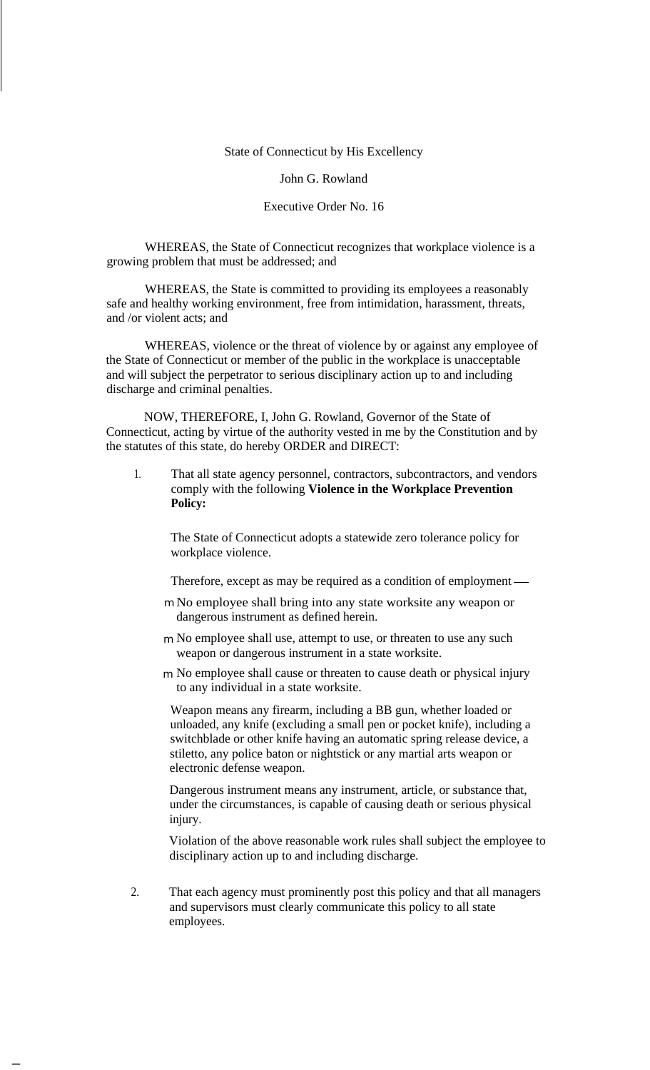State of Connecticut by His Excellency

John G. Rowland

Executive Order No. 16

WHEREAS, the State of Connecticut recognizes that workplace violence is a growing problem that must be addressed; and

WHEREAS, the State is committed to providing its employees a reasonably safe and healthy working environment, free from intimidation, harassment, threats, and /or violent acts; and

WHEREAS, violence or the threat of violence by or against any employee of the State of Connecticut or member of the public in the workplace is unacceptable and will subject the perpetrator to serious disciplinary action up to and including discharge and criminal penalties.

NOW, THEREFORE, I, John G. Rowland, Governor of the State of Connecticut, acting by virtue of the authority vested in me by the Constitution and by the statutes of this state, do hereby ORDER and DIRECT:

1. That all state agency personnel, contractors, subcontractors, and vendors comply with the following **Violence in the Workplace Prevention Policy:**

   The State of Connecticut adopts a statewide zero tolerance policy for workplace violence.

   Therefore, except as may be required as a condition of employment —

   - No employee shall bring into any state worksite any weapon or dangerous instrument as defined herein.
   - No employee shall use, attempt to use, or threaten to use any such weapon or dangerous instrument in a state worksite.
   - No employee shall cause or threaten to cause death or physical injury to any individual in a state worksite.

   Weapon means any firearm, including a BB gun, whether loaded or unloaded, any knife (excluding a small pen or pocket knife), including a switchblade or other knife having an automatic spring release device, a stiletto, any police baton or nightstick or any martial arts weapon or electronic defense weapon.

   Dangerous instrument means any instrument, article, or substance that, under the circumstances, is capable of causing death or serious physical injury.

   Violation of the above reasonable work rules shall subject the employee to disciplinary action up to and including discharge.

2. That each agency must prominently post this policy and that all managers and supervisors must clearly communicate this policy to all state employees.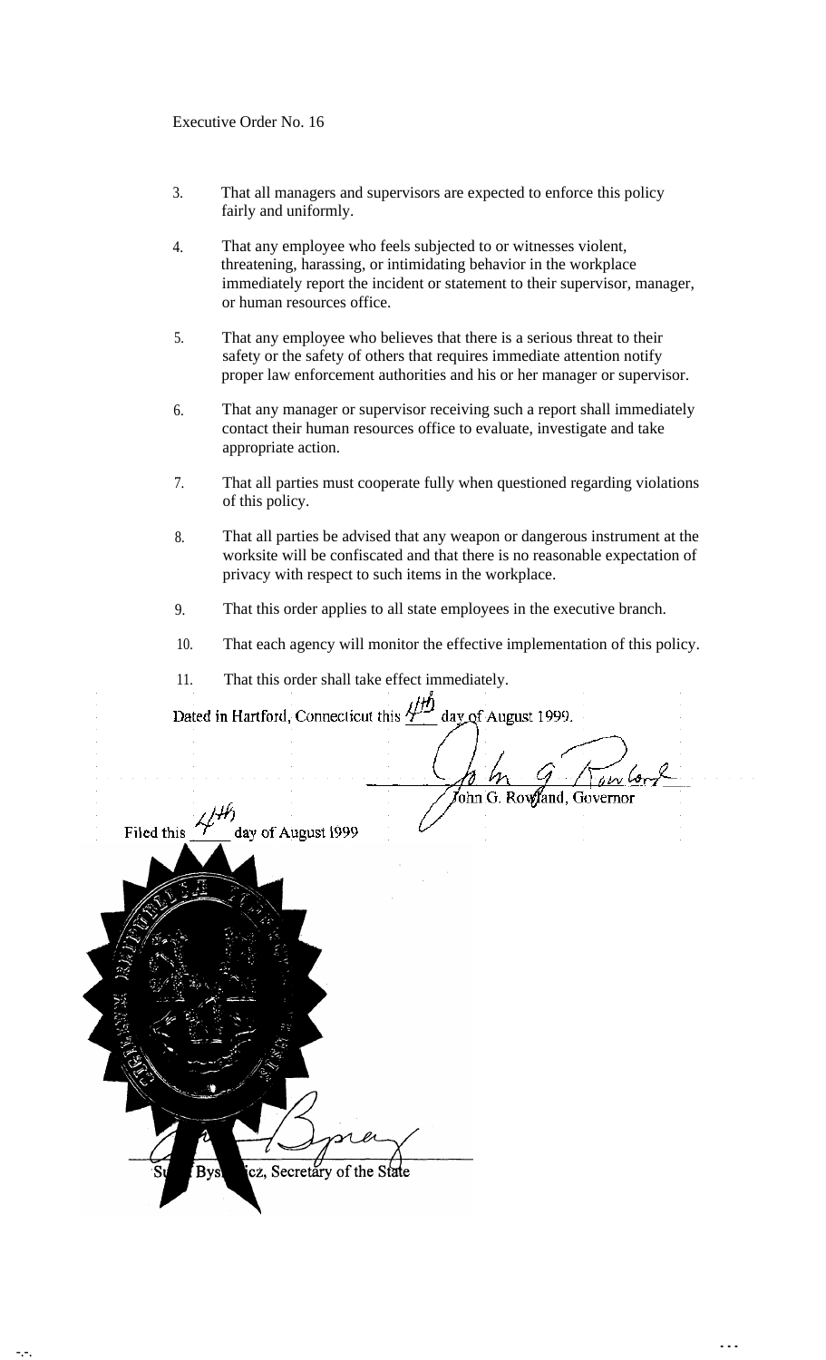Executive Order No. 16

3. That all managers and supervisors are expected to enforce this policy fairly and uniformly.

4. That any employee who feels subjected to or witnesses violent, threatening, harassing, or intimidating behavior in the workplace immediately report the incident or statement to their supervisor, manager, or human resources office.

5. That any employee who believes that there is a serious threat to their safety or the safety of others that requires immediate attention notify proper law enforcement authorities and his or her manager or supervisor.

6. That any manager or supervisor receiving such a report shall immediately contact their human resources office to evaluate, investigate and take appropriate action.

7. That all parties must cooperate fully when questioned regarding violations of this policy.

8. That all parties be advised that any weapon or dangerous instrument at the worksite will be confiscated and that there is no reasonable expectation of privacy with respect to such items in the workplace.

9. That this order applies to all state employees in the executive branch.

10. That each agency will monitor the effective implementation of this policy.

11. That this order shall take effect immediately.

Dated in Hartford, Connecticut this 4th day of August 1999.

John G. Rowland, Governor

Filed this 4th day of August 1999

Susan Bysiewicz, Secretary of the State